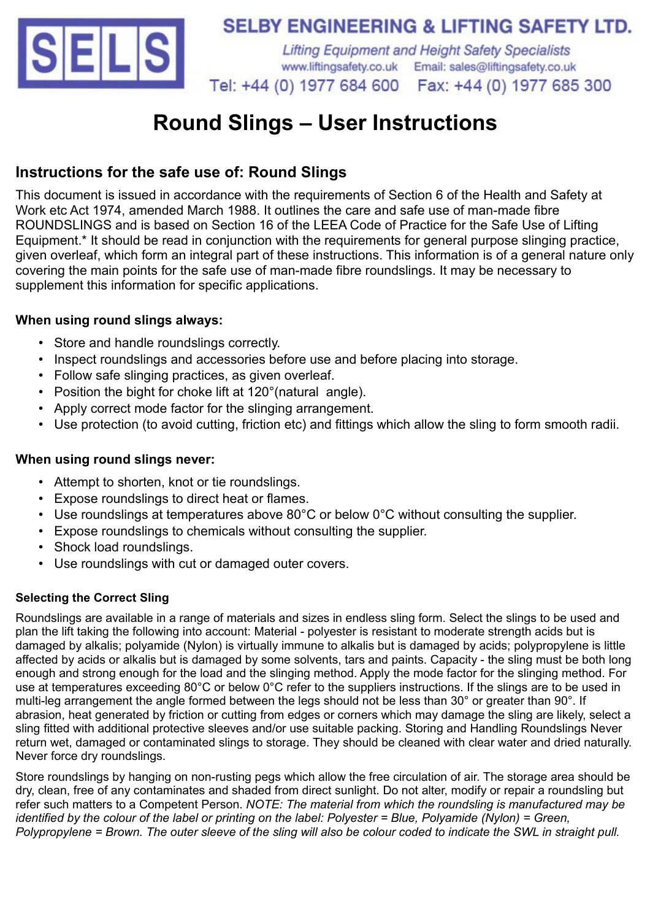**SELBY ENGINEERING & LIFTING SAFETY LTD.**

*Lifting Equipment and Height Safety Specialists*

www.liftingsafety.co.uk Email: sales@liftingsafety.co.uk

Tel: +44 (0) 1977 684 600 Fax: +44 (0) 1977 685 300

# Round Slings – User Instructions

## Instructions for the safe use of: Round Slings

This document is issued in accordance with the requirements of Section 6 of the Health and Safety at Work etc Act 1974, amended March 1988. It outlines the care and safe use of man-made fibre ROUNDSLINGS and is based on Section 16 of the LEEA Code of Practice for the Safe Use of Lifting Equipment.* It should be read in conjunction with the requirements for general purpose slinging practice, given overleaf, which form an integral part of these instructions. This information is of a general nature only covering the main points for the safe use of man-made fibre roundslings. It may be necessary to supplement this information for specific applications.

### When using round slings always:

- Store and handle roundslings correctly.
- Inspect roundslings and accessories before use and before placing into storage.
- Follow safe slinging practices, as given overleaf.
- Position the bight for choke lift at 120°(natural angle).
- Apply correct mode factor for the slinging arrangement.
- Use protection (to avoid cutting, friction etc) and fittings which allow the sling to form smooth radii.

### When using round slings never:

- Attempt to shorten, knot or tie roundslings.
- Expose roundslings to direct heat or flames.
- Use roundslings at temperatures above 80°C or below 0°C without consulting the supplier.
- Expose roundslings to chemicals without consulting the supplier.
- Shock load roundslings.
- Use roundslings with cut or damaged outer covers.

#### Selecting the Correct Sling

Roundslings are available in a range of materials and sizes in endless sling form. Select the slings to be used and plan the lift taking the following into account: Material - polyester is resistant to moderate strength acids but is damaged by alkalis; polyamide (Nylon) is virtually immune to alkalis but is damaged by acids; polypropylene is little affected by acids or alkalis but is damaged by some solvents, tars and paints. Capacity - the sling must be both long enough and strong enough for the load and the slinging method. Apply the mode factor for the slinging method. For use at temperatures exceeding 80°C or below 0°C refer to the suppliers instructions. If the slings are to be used in multi-leg arrangement the angle formed between the legs should not be less than 30° or greater than 90°. If abrasion, heat generated by friction or cutting from edges or corners which may damage the sling are likely, select a sling fitted with additional protective sleeves and/or use suitable packing. Storing and Handling Roundslings Never return wet, damaged or contaminated slings to storage. They should be cleaned with clear water and dried naturally. Never force dry roundslings.

Store roundslings by hanging on non-rusting pegs which allow the free circulation of air. The storage area should be dry, clean, free of any contaminates and shaded from direct sunlight. Do not alter, modify or repair a roundsling but refer such matters to a Competent Person. *NOTE: The material from which the roundsling is manufactured may be identified by the colour of the label or printing on the label: Polyester = Blue, Polyamide (Nylon) = Green, Polypropylene = Brown. The outer sleeve of the sling will also be colour coded to indicate the SWL in straight pull.*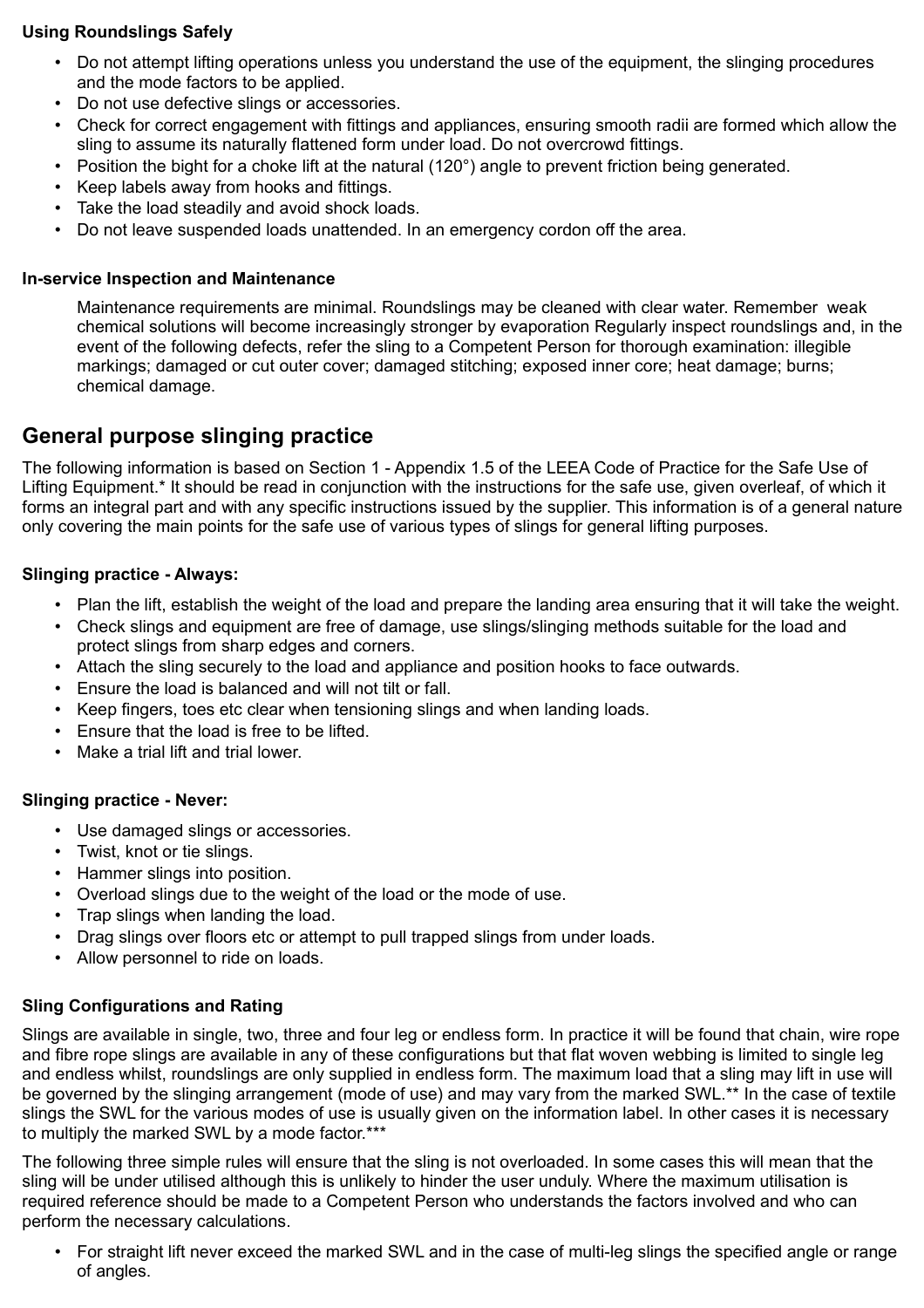**Using Roundslings Safely**

- Do not attempt lifting operations unless you understand the use of the equipment, the slinging procedures and the mode factors to be applied.
- Do not use defective slings or accessories.
- Check for correct engagement with fittings and appliances, ensuring smooth radii are formed which allow the sling to assume its naturally flattened form under load. Do not overcrowd fittings.
- Position the bight for a choke lift at the natural (120°) angle to prevent friction being generated.
- Keep labels away from hooks and fittings.
- Take the load steadily and avoid shock loads.
- Do not leave suspended loads unattended. In an emergency cordon off the area.

**In-service Inspection and Maintenance**

Maintenance requirements are minimal. Roundslings may be cleaned with clear water. Remember weak chemical solutions will become increasingly stronger by evaporation Regularly inspect roundslings and, in the event of the following defects, refer the sling to a Competent Person for thorough examination: illegible markings; damaged or cut outer cover; damaged stitching; exposed inner core; heat damage; burns; chemical damage.

## General purpose slinging practice

The following information is based on Section 1 - Appendix 1.5 of the LEEA Code of Practice for the Safe Use of Lifting Equipment.* It should be read in conjunction with the instructions for the safe use, given overleaf, of which it forms an integral part and with any specific instructions issued by the supplier. This information is of a general nature only covering the main points for the safe use of various types of slings for general lifting purposes.

**Slinging practice - Always:**

- Plan the lift, establish the weight of the load and prepare the landing area ensuring that it will take the weight.
- Check slings and equipment are free of damage, use slings/slinging methods suitable for the load and protect slings from sharp edges and corners.
- Attach the sling securely to the load and appliance and position hooks to face outwards.
- Ensure the load is balanced and will not tilt or fall.
- Keep fingers, toes etc clear when tensioning slings and when landing loads.
- Ensure that the load is free to be lifted.
- Make a trial lift and trial lower.

**Slinging practice - Never:**

- Use damaged slings or accessories.
- Twist, knot or tie slings.
- Hammer slings into position.
- Overload slings due to the weight of the load or the mode of use.
- Trap slings when landing the load.
- Drag slings over floors etc or attempt to pull trapped slings from under loads.
- Allow personnel to ride on loads.

**Sling Configurations and Rating**

Slings are available in single, two, three and four leg or endless form. In practice it will be found that chain, wire rope and fibre rope slings are available in any of these configurations but that flat woven webbing is limited to single leg and endless whilst, roundslings are only supplied in endless form. The maximum load that a sling may lift in use will be governed by the slinging arrangement (mode of use) and may vary from the marked SWL.** In the case of textile slings the SWL for the various modes of use is usually given on the information label. In other cases it is necessary to multiply the marked SWL by a mode factor.***

The following three simple rules will ensure that the sling is not overloaded. In some cases this will mean that the sling will be under utilised although this is unlikely to hinder the user unduly. Where the maximum utilisation is required reference should be made to a Competent Person who understands the factors involved and who can perform the necessary calculations.

- For straight lift never exceed the marked SWL and in the case of multi-leg slings the specified angle or range of angles.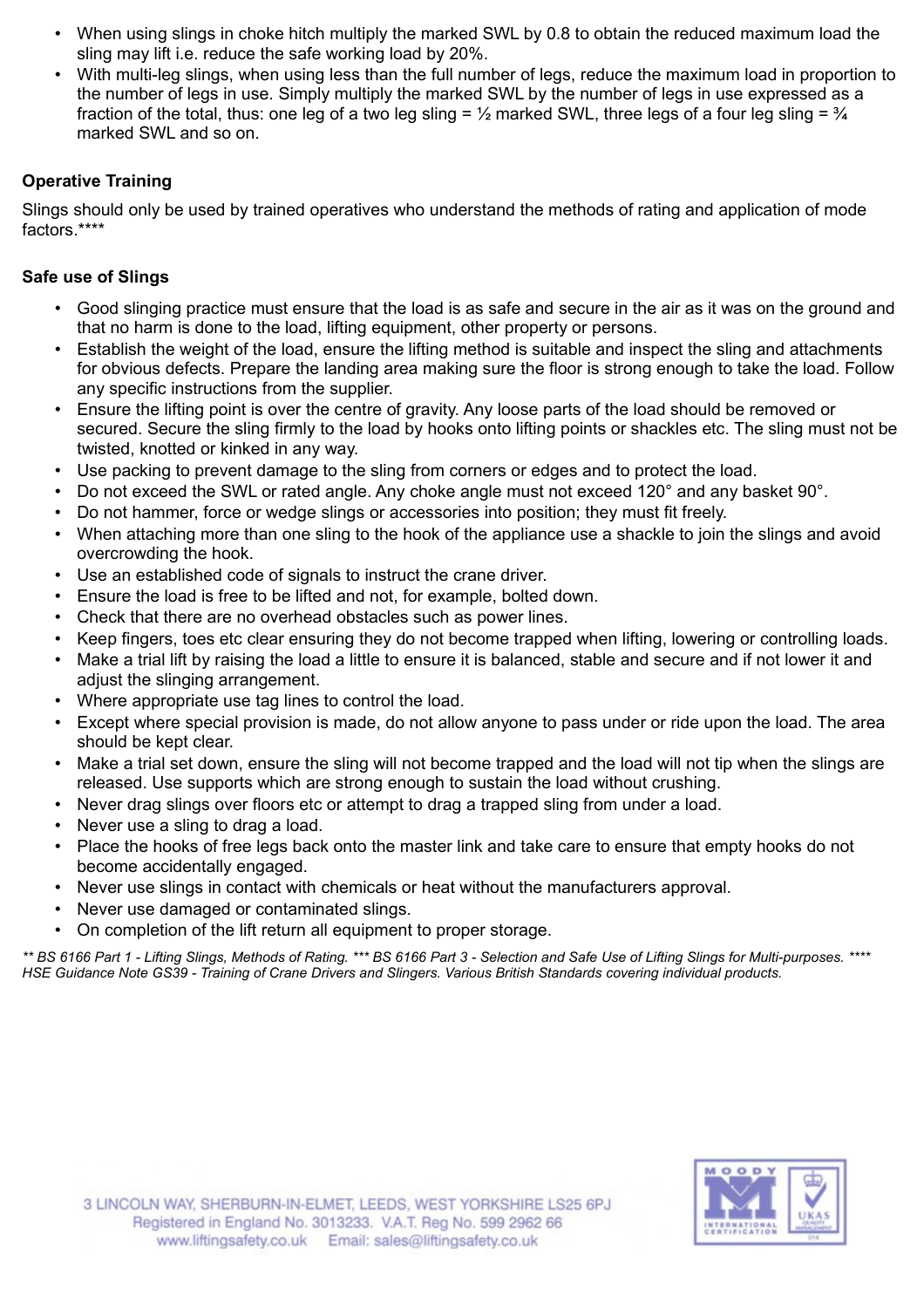- When using slings in choke hitch multiply the marked SWL by 0.8 to obtain the reduced maximum load the sling may lift i.e. reduce the safe working load by 20%.
- With multi-leg slings, when using less than the full number of legs, reduce the maximum load in proportion to the number of legs in use. Simply multiply the marked SWL by the number of legs in use expressed as a fraction of the total, thus: one leg of a two leg sling = ½ marked SWL, three legs of a four leg sling = ¾ marked SWL and so on.

**Operative Training**

Slings should only be used by trained operatives who understand the methods of rating and application of mode factors.****

**Safe use of Slings**

- Good slinging practice must ensure that the load is as safe and secure in the air as it was on the ground and that no harm is done to the load, lifting equipment, other property or persons.
- Establish the weight of the load, ensure the lifting method is suitable and inspect the sling and attachments for obvious defects. Prepare the landing area making sure the floor is strong enough to take the load. Follow any specific instructions from the supplier.
- Ensure the lifting point is over the centre of gravity. Any loose parts of the load should be removed or secured. Secure the sling firmly to the load by hooks onto lifting points or shackles etc. The sling must not be twisted, knotted or kinked in any way.
- Use packing to prevent damage to the sling from corners or edges and to protect the load.
- Do not exceed the SWL or rated angle. Any choke angle must not exceed 120° and any basket 90°.
- Do not hammer, force or wedge slings or accessories into position; they must fit freely.
- When attaching more than one sling to the hook of the appliance use a shackle to join the slings and avoid overcrowding the hook.
- Use an established code of signals to instruct the crane driver.
- Ensure the load is free to be lifted and not, for example, bolted down.
- Check that there are no overhead obstacles such as power lines.
- Keep fingers, toes etc clear ensuring they do not become trapped when lifting, lowering or controlling loads.
- Make a trial lift by raising the load a little to ensure it is balanced, stable and secure and if not lower it and adjust the slinging arrangement.
- Where appropriate use tag lines to control the load.
- Except where special provision is made, do not allow anyone to pass under or ride upon the load. The area should be kept clear.
- Make a trial set down, ensure the sling will not become trapped and the load will not tip when the slings are released. Use supports which are strong enough to sustain the load without crushing.
- Never drag slings over floors etc or attempt to drag a trapped sling from under a load.
- Never use a sling to drag a load.
- Place the hooks of free legs back onto the master link and take care to ensure that empty hooks do not become accidentally engaged.
- Never use slings in contact with chemicals or heat without the manufacturers approval.
- Never use damaged or contaminated slings.
- On completion of the lift return all equipment to proper storage.

*** BS 6166 Part 1 - Lifting Slings, Methods of Rating. *** BS 6166 Part 3 - Selection and Safe Use of Lifting Slings for Multi-purposes. **** HSE Guidance Note GS39 - Training of Crane Drivers and Slingers. Various British Standards covering individual products.*

3 LINCOLN WAY, SHERBURN-IN-ELMET, LEEDS, WEST YORKSHIRE LS25 6PJ
Registered in England No. 3013233. V.A.T. Reg No. 599 2962 66
www.liftingsafety.co.uk Email: sales@liftingsafety.co.uk